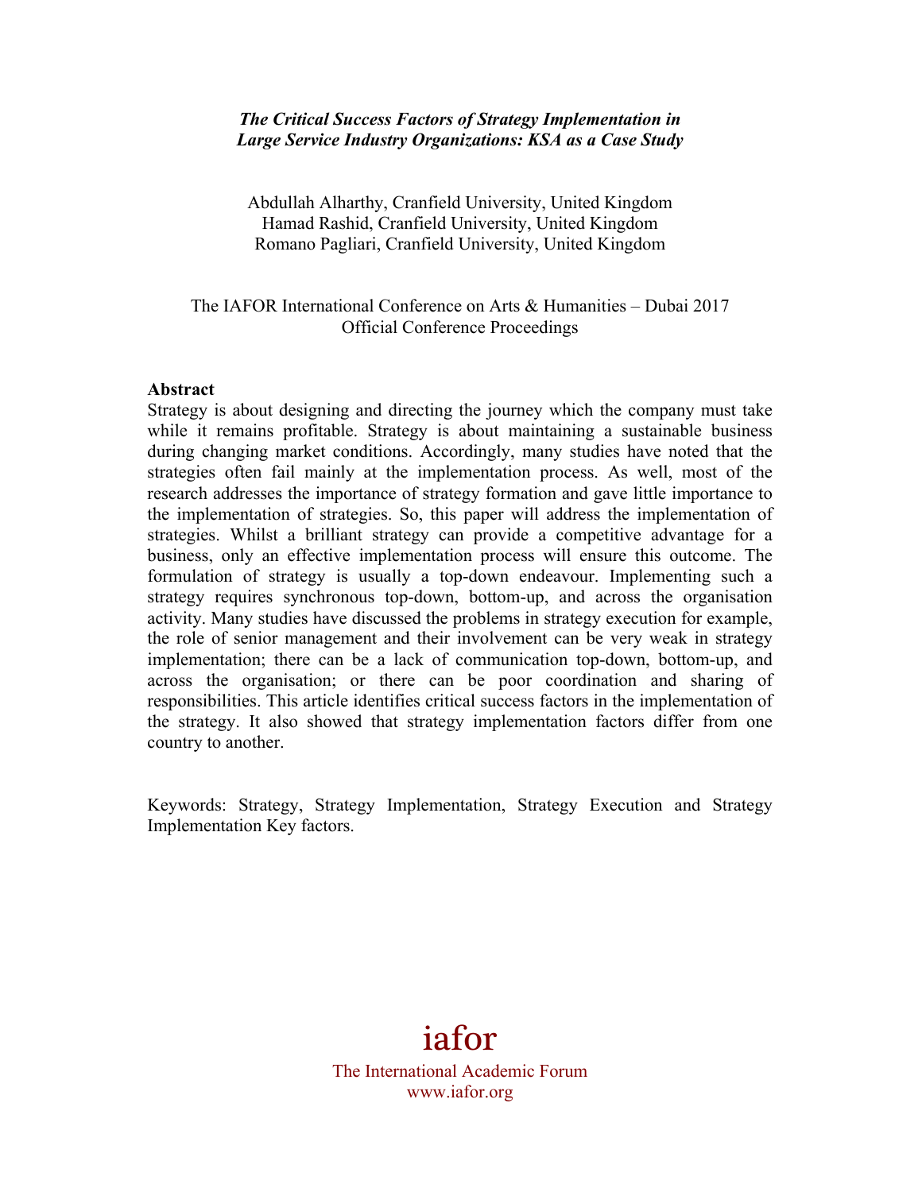***The Critical Success Factors of Strategy Implementation in Large Service Industry Organizations: KSA as a Case Study***

Abdullah Alharthy, Cranfield University, United Kingdom
Hamad Rashid, Cranfield University, United Kingdom
Romano Pagliari, Cranfield University, United Kingdom

The IAFOR International Conference on Arts & Humanities – Dubai 2017
Official Conference Proceedings

**Abstract**

Strategy is about designing and directing the journey which the company must take while it remains profitable. Strategy is about maintaining a sustainable business during changing market conditions. Accordingly, many studies have noted that the strategies often fail mainly at the implementation process. As well, most of the research addresses the importance of strategy formation and gave little importance to the implementation of strategies. So, this paper will address the implementation of strategies. Whilst a brilliant strategy can provide a competitive advantage for a business, only an effective implementation process will ensure this outcome. The formulation of strategy is usually a top-down endeavour. Implementing such a strategy requires synchronous top-down, bottom-up, and across the organisation activity. Many studies have discussed the problems in strategy execution for example, the role of senior management and their involvement can be very weak in strategy implementation; there can be a lack of communication top-down, bottom-up, and across the organisation; or there can be poor coordination and sharing of responsibilities. This article identifies critical success factors in the implementation of the strategy. It also showed that strategy implementation factors differ from one country to another.

Keywords: Strategy, Strategy Implementation, Strategy Execution and Strategy Implementation Key factors.

iafor

The International Academic Forum
www.iafor.org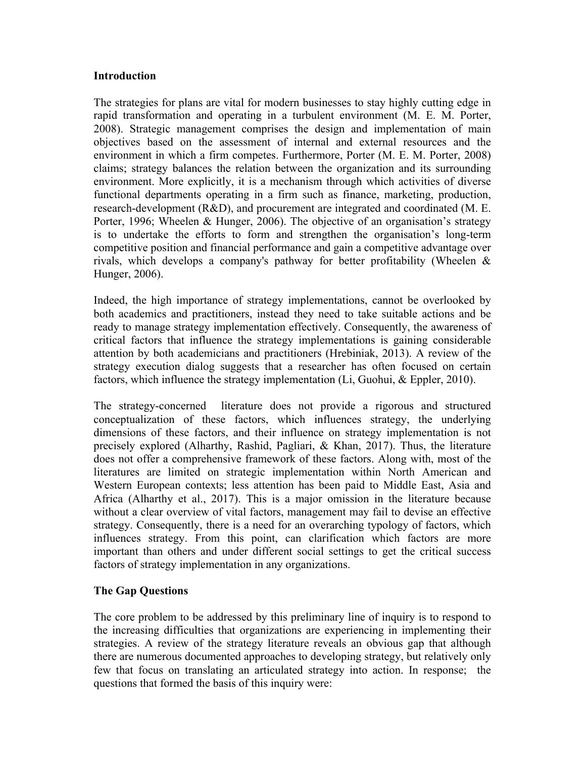## Introduction

The strategies for plans are vital for modern businesses to stay highly cutting edge in rapid transformation and operating in a turbulent environment (M. E. M. Porter, 2008). Strategic management comprises the design and implementation of main objectives based on the assessment of internal and external resources and the environment in which a firm competes. Furthermore, Porter (M. E. M. Porter, 2008) claims; strategy balances the relation between the organization and its surrounding environment. More explicitly, it is a mechanism through which activities of diverse functional departments operating in a firm such as finance, marketing, production, research-development (R&D), and procurement are integrated and coordinated (M. E. Porter, 1996; Wheelen & Hunger, 2006). The objective of an organisation's strategy is to undertake the efforts to form and strengthen the organisation's long-term competitive position and financial performance and gain a competitive advantage over rivals, which develops a company's pathway for better profitability (Wheelen & Hunger, 2006).

Indeed, the high importance of strategy implementations, cannot be overlooked by both academics and practitioners, instead they need to take suitable actions and be ready to manage strategy implementation effectively. Consequently, the awareness of critical factors that influence the strategy implementations is gaining considerable attention by both academicians and practitioners (Hrebiniak, 2013). A review of the strategy execution dialog suggests that a researcher has often focused on certain factors, which influence the strategy implementation (Li, Guohui, & Eppler, 2010).

The strategy-concerned literature does not provide a rigorous and structured conceptualization of these factors, which influences strategy, the underlying dimensions of these factors, and their influence on strategy implementation is not precisely explored (Alharthy, Rashid, Pagliari, & Khan, 2017). Thus, the literature does not offer a comprehensive framework of these factors. Along with, most of the literatures are limited on strategic implementation within North American and Western European contexts; less attention has been paid to Middle East, Asia and Africa (Alharthy et al., 2017). This is a major omission in the literature because without a clear overview of vital factors, management may fail to devise an effective strategy. Consequently, there is a need for an overarching typology of factors, which influences strategy. From this point, can clarification which factors are more important than others and under different social settings to get the critical success factors of strategy implementation in any organizations.

## The Gap Questions

The core problem to be addressed by this preliminary line of inquiry is to respond to the increasing difficulties that organizations are experiencing in implementing their strategies. A review of the strategy literature reveals an obvious gap that although there are numerous documented approaches to developing strategy, but relatively only few that focus on translating an articulated strategy into action. In response; the questions that formed the basis of this inquiry were: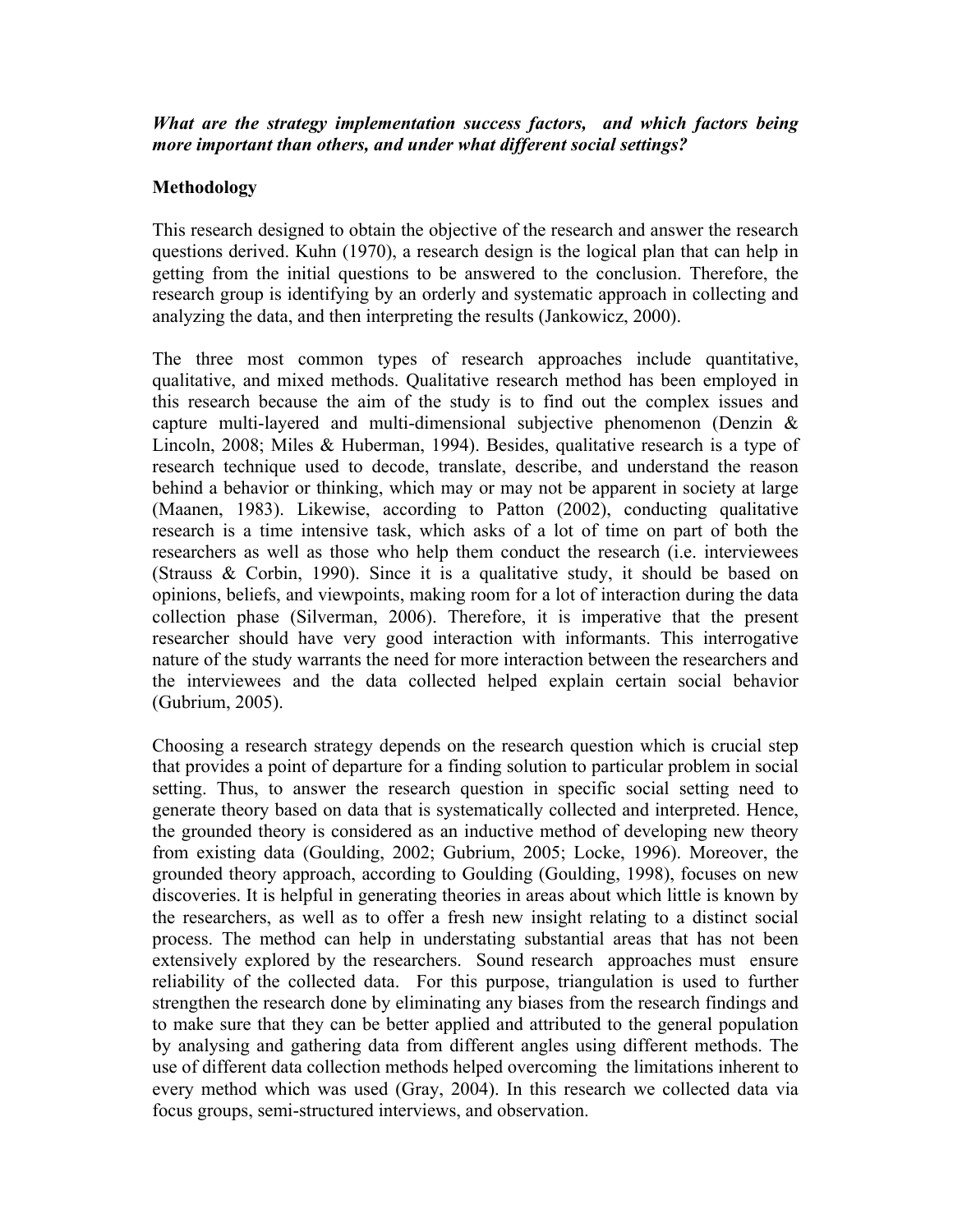***What are the strategy implementation success factors, and which factors being more important than others, and under what different social settings?***

## Methodology

This research designed to obtain the objective of the research and answer the research questions derived. Kuhn (1970), a research design is the logical plan that can help in getting from the initial questions to be answered to the conclusion. Therefore, the research group is identifying by an orderly and systematic approach in collecting and analyzing the data, and then interpreting the results (Jankowicz, 2000).

The three most common types of research approaches include quantitative, qualitative, and mixed methods. Qualitative research method has been employed in this research because the aim of the study is to find out the complex issues and capture multi-layered and multi-dimensional subjective phenomenon (Denzin & Lincoln, 2008; Miles & Huberman, 1994). Besides, qualitative research is a type of research technique used to decode, translate, describe, and understand the reason behind a behavior or thinking, which may or may not be apparent in society at large (Maanen, 1983). Likewise, according to Patton (2002), conducting qualitative research is a time intensive task, which asks of a lot of time on part of both the researchers as well as those who help them conduct the research (i.e. interviewees (Strauss & Corbin, 1990). Since it is a qualitative study, it should be based on opinions, beliefs, and viewpoints, making room for a lot of interaction during the data collection phase (Silverman, 2006). Therefore, it is imperative that the present researcher should have very good interaction with informants. This interrogative nature of the study warrants the need for more interaction between the researchers and the interviewees and the data collected helped explain certain social behavior (Gubrium, 2005).

Choosing a research strategy depends on the research question which is crucial step that provides a point of departure for a finding solution to particular problem in social setting. Thus, to answer the research question in specific social setting need to generate theory based on data that is systematically collected and interpreted. Hence, the grounded theory is considered as an inductive method of developing new theory from existing data (Goulding, 2002; Gubrium, 2005; Locke, 1996). Moreover, the grounded theory approach, according to Goulding (Goulding, 1998), focuses on new discoveries. It is helpful in generating theories in areas about which little is known by the researchers, as well as to offer a fresh new insight relating to a distinct social process. The method can help in understating substantial areas that has not been extensively explored by the researchers. Sound research approaches must ensure reliability of the collected data. For this purpose, triangulation is used to further strengthen the research done by eliminating any biases from the research findings and to make sure that they can be better applied and attributed to the general population by analysing and gathering data from different angles using different methods. The use of different data collection methods helped overcoming the limitations inherent to every method which was used (Gray, 2004). In this research we collected data via focus groups, semi-structured interviews, and observation.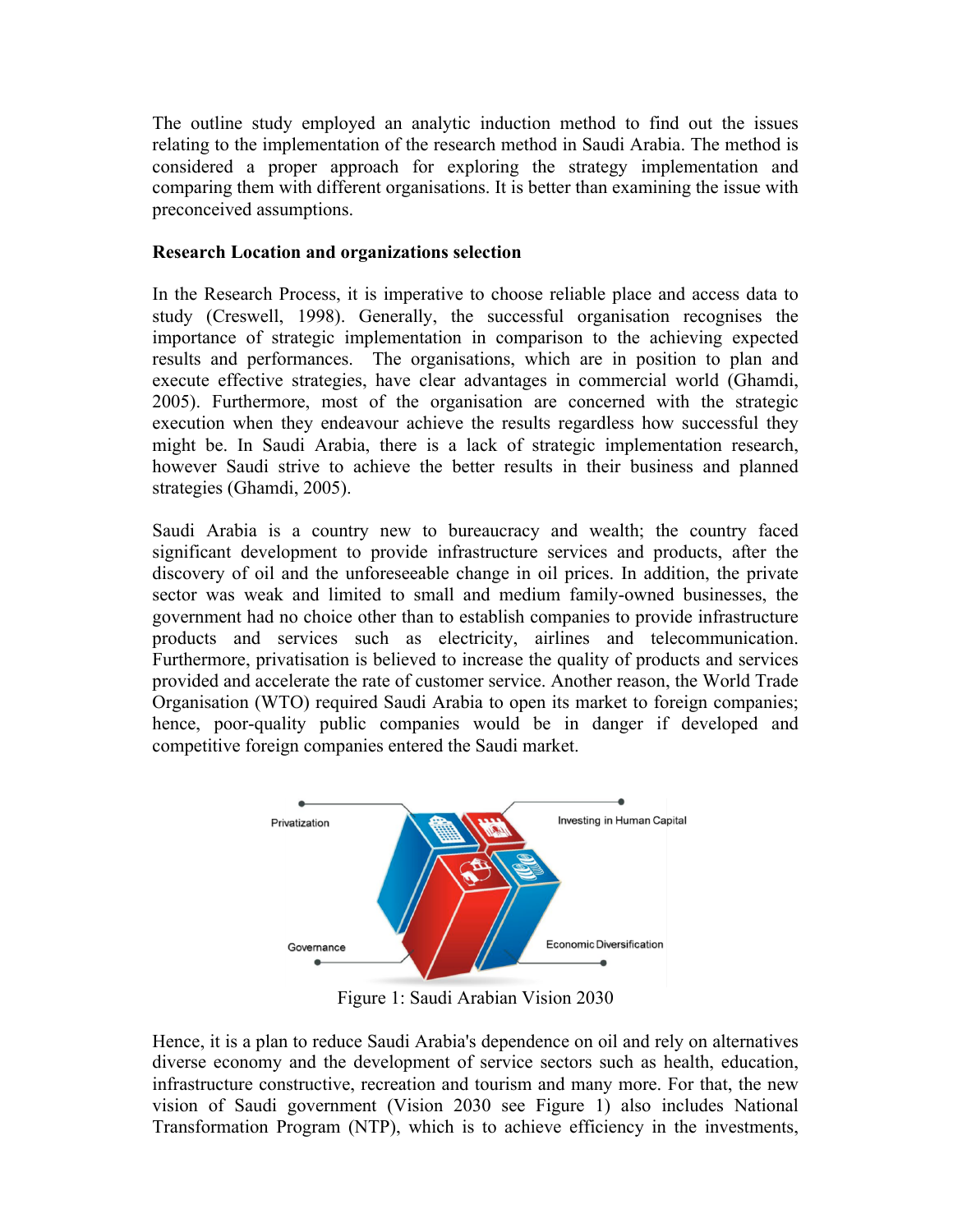The outline study employed an analytic induction method to find out the issues relating to the implementation of the research method in Saudi Arabia. The method is considered a proper approach for exploring the strategy implementation and comparing them with different organisations. It is better than examining the issue with preconceived assumptions.

**Research Location and organizations selection**

In the Research Process, it is imperative to choose reliable place and access data to study (Creswell, 1998). Generally, the successful organisation recognises the importance of strategic implementation in comparison to the achieving expected results and performances. The organisations, which are in position to plan and execute effective strategies, have clear advantages in commercial world (Ghamdi, 2005). Furthermore, most of the organisation are concerned with the strategic execution when they endeavour achieve the results regardless how successful they might be. In Saudi Arabia, there is a lack of strategic implementation research, however Saudi strive to achieve the better results in their business and planned strategies (Ghamdi, 2005).

Saudi Arabia is a country new to bureaucracy and wealth; the country faced significant development to provide infrastructure services and products, after the discovery of oil and the unforeseeable change in oil prices. In addition, the private sector was weak and limited to small and medium family-owned businesses, the government had no choice other than to establish companies to provide infrastructure products and services such as electricity, airlines and telecommunication. Furthermore, privatisation is believed to increase the quality of products and services provided and accelerate the rate of customer service. Another reason, the World Trade Organisation (WTO) required Saudi Arabia to open its market to foreign companies; hence, poor-quality public companies would be in danger if developed and competitive foreign companies entered the Saudi market.

Privatization

Investing in Human Capital

Governance

Economic Diversification

Figure 1: Saudi Arabian Vision 2030

Hence, it is a plan to reduce Saudi Arabia's dependence on oil and rely on alternatives diverse economy and the development of service sectors such as health, education, infrastructure constructive, recreation and tourism and many more. For that, the new vision of Saudi government (Vision 2030 see Figure 1) also includes National Transformation Program (NTP), which is to achieve efficiency in the investments,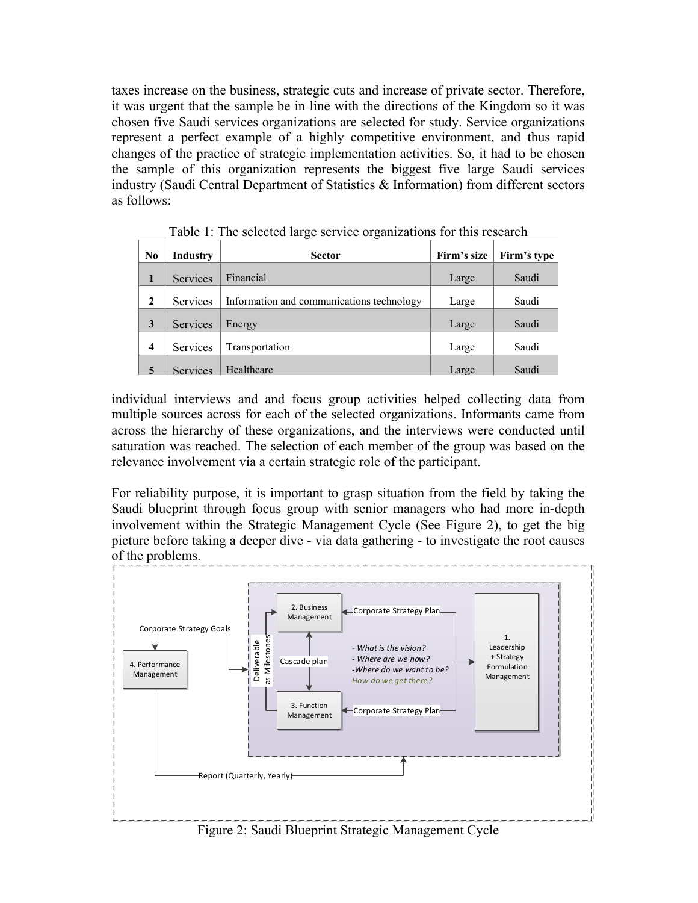taxes increase on the business, strategic cuts and increase of private sector. Therefore, it was urgent that the sample be in line with the directions of the Kingdom so it was chosen five Saudi services organizations are selected for study. Service organizations represent a perfect example of a highly competitive environment, and thus rapid changes of the practice of strategic implementation activities. So, it had to be chosen the sample of this organization represents the biggest five large Saudi services industry (Saudi Central Department of Statistics & Information) from different sectors as follows:

Table 1: The selected large service organizations for this research

| No | Industry | Sector | Firm's size | Firm's type |
|---|---|---|---|---|
| 1 | Services | Financial | Large | Saudi |
| 2 | Services | Information and communications technology | Large | Saudi |
| 3 | Services | Energy | Large | Saudi |
| 4 | Services | Transportation | Large | Saudi |
| 5 | Services | Healthcare | Large | Saudi |

individual interviews and and focus group activities helped collecting data from multiple sources across for each of the selected organizations. Informants came from across the hierarchy of these organizations, and the interviews were conducted until saturation was reached. The selection of each member of the group was based on the relevance involvement via a certain strategic role of the participant.

For reliability purpose, it is important to grasp situation from the field by taking the Saudi blueprint through focus group with senior managers who had more in-depth involvement within the Strategic Management Cycle (See Figure 2), to get the big picture before taking a deeper dive - via data gathering - to investigate the root causes of the problems.

Figure 2: Saudi Blueprint Strategic Management Cycle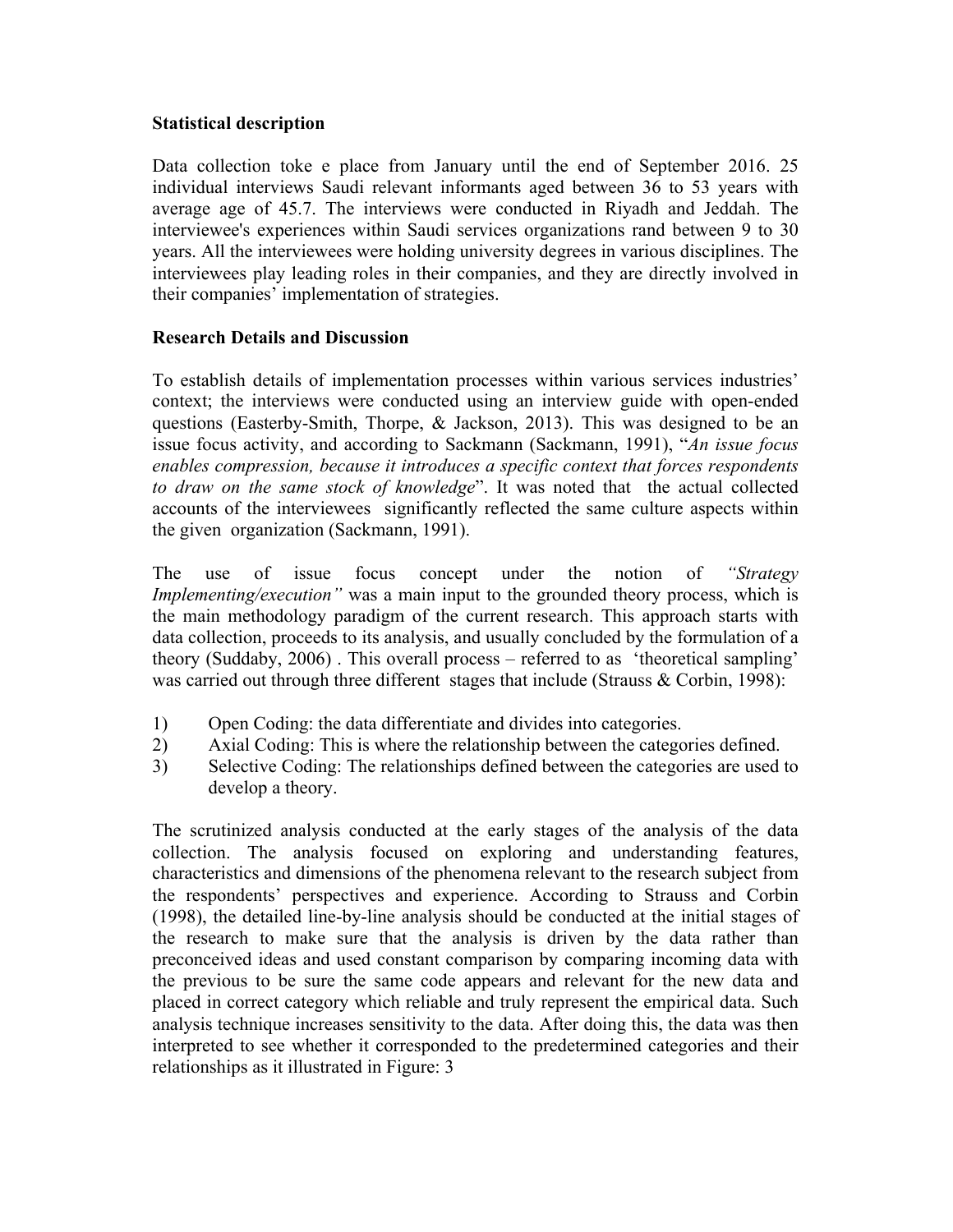**Statistical description**

Data collection toke e place from January until the end of September 2016. 25 individual interviews Saudi relevant informants aged between 36 to 53 years with average age of 45.7. The interviews were conducted in Riyadh and Jeddah. The interviewee's experiences within Saudi services organizations rand between 9 to 30 years. All the interviewees were holding university degrees in various disciplines. The interviewees play leading roles in their companies, and they are directly involved in their companies' implementation of strategies.

**Research Details and Discussion**

To establish details of implementation processes within various services industries' context; the interviews were conducted using an interview guide with open-ended questions (Easterby-Smith, Thorpe, & Jackson, 2013). This was designed to be an issue focus activity, and according to Sackmann (Sackmann, 1991), "*An issue focus enables compression, because it introduces a specific context that forces respondents to draw on the same stock of knowledge*". It was noted that the actual collected accounts of the interviewees significantly reflected the same culture aspects within the given organization (Sackmann, 1991).

The use of issue focus concept under the notion of *"Strategy Implementing/execution"* was a main input to the grounded theory process, which is the main methodology paradigm of the current research. This approach starts with data collection, proceeds to its analysis, and usually concluded by the formulation of a theory (Suddaby, 2006) . This overall process – referred to as 'theoretical sampling' was carried out through three different stages that include (Strauss & Corbin, 1998):

1) Open Coding: the data differentiate and divides into categories.
2) Axial Coding: This is where the relationship between the categories defined.
3) Selective Coding: The relationships defined between the categories are used to develop a theory.

The scrutinized analysis conducted at the early stages of the analysis of the data collection. The analysis focused on exploring and understanding features, characteristics and dimensions of the phenomena relevant to the research subject from the respondents' perspectives and experience. According to Strauss and Corbin (1998), the detailed line-by-line analysis should be conducted at the initial stages of the research to make sure that the analysis is driven by the data rather than preconceived ideas and used constant comparison by comparing incoming data with the previous to be sure the same code appears and relevant for the new data and placed in correct category which reliable and truly represent the empirical data. Such analysis technique increases sensitivity to the data. After doing this, the data was then interpreted to see whether it corresponded to the predetermined categories and their relationships as it illustrated in Figure: 3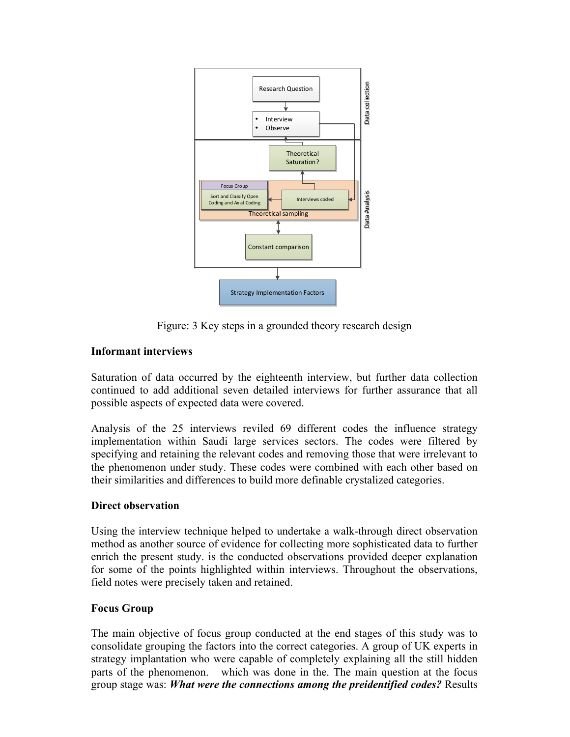Figure: 3 Key steps in a grounded theory research design

## Informant interviews

Saturation of data occurred by the eighteenth interview, but further data collection continued to add additional seven detailed interviews for further assurance that all possible aspects of expected data were covered.

Analysis of the 25 interviews reviled 69 different codes the influence strategy implementation within Saudi large services sectors. The codes were filtered by specifying and retaining the relevant codes and removing those that were irrelevant to the phenomenon under study. These codes were combined with each other based on their similarities and differences to build more definable crystalized categories.

## Direct observation

Using the interview technique helped to undertake a walk-through direct observation method as another source of evidence for collecting more sophisticated data to further enrich the present study. is the conducted observations provided deeper explanation for some of the points highlighted within interviews. Throughout the observations, field notes were precisely taken and retained.

## Focus Group

The main objective of focus group conducted at the end stages of this study was to consolidate grouping the factors into the correct categories. A group of UK experts in strategy implantation who were capable of completely explaining all the still hidden parts of the phenomenon. which was done in the. The main question at the focus group stage was: ***What were the connections among the preidentified codes?*** Results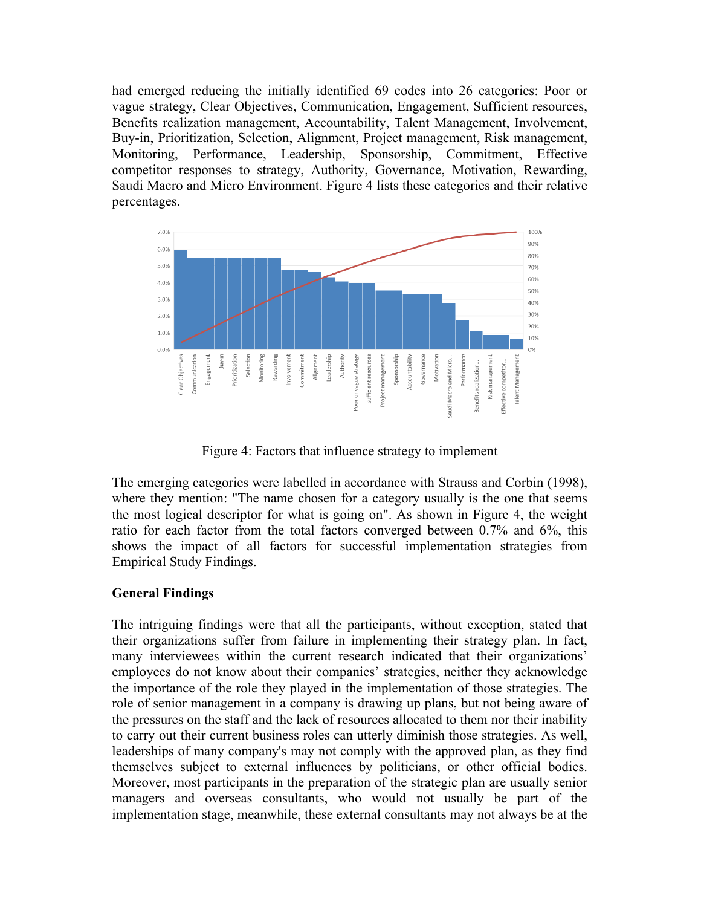had emerged reducing the initially identified 69 codes into 26 categories: Poor or vague strategy, Clear Objectives, Communication, Engagement, Sufficient resources, Benefits realization management, Accountability, Talent Management, Involvement, Buy-in, Prioritization, Selection, Alignment, Project management, Risk management, Monitoring, Performance, Leadership, Sponsorship, Commitment, Effective competitor responses to strategy, Authority, Governance, Motivation, Rewarding, Saudi Macro and Micro Environment. Figure 4 lists these categories and their relative percentages.

Figure 4: Factors that influence strategy to implement

The emerging categories were labelled in accordance with Strauss and Corbin (1998), where they mention: "The name chosen for a category usually is the one that seems the most logical descriptor for what is going on". As shown in Figure 4, the weight ratio for each factor from the total factors converged between 0.7% and 6%, this shows the impact of all factors for successful implementation strategies from Empirical Study Findings.

**General Findings**

The intriguing findings were that all the participants, without exception, stated that their organizations suffer from failure in implementing their strategy plan. In fact, many interviewees within the current research indicated that their organizations' employees do not know about their companies' strategies, neither they acknowledge the importance of the role they played in the implementation of those strategies. The role of senior management in a company is drawing up plans, but not being aware of the pressures on the staff and the lack of resources allocated to them nor their inability to carry out their current business roles can utterly diminish those strategies. As well, leaderships of many company's may not comply with the approved plan, as they find themselves subject to external influences by politicians, or other official bodies. Moreover, most participants in the preparation of the strategic plan are usually senior managers and overseas consultants, who would not usually be part of the implementation stage, meanwhile, these external consultants may not always be at the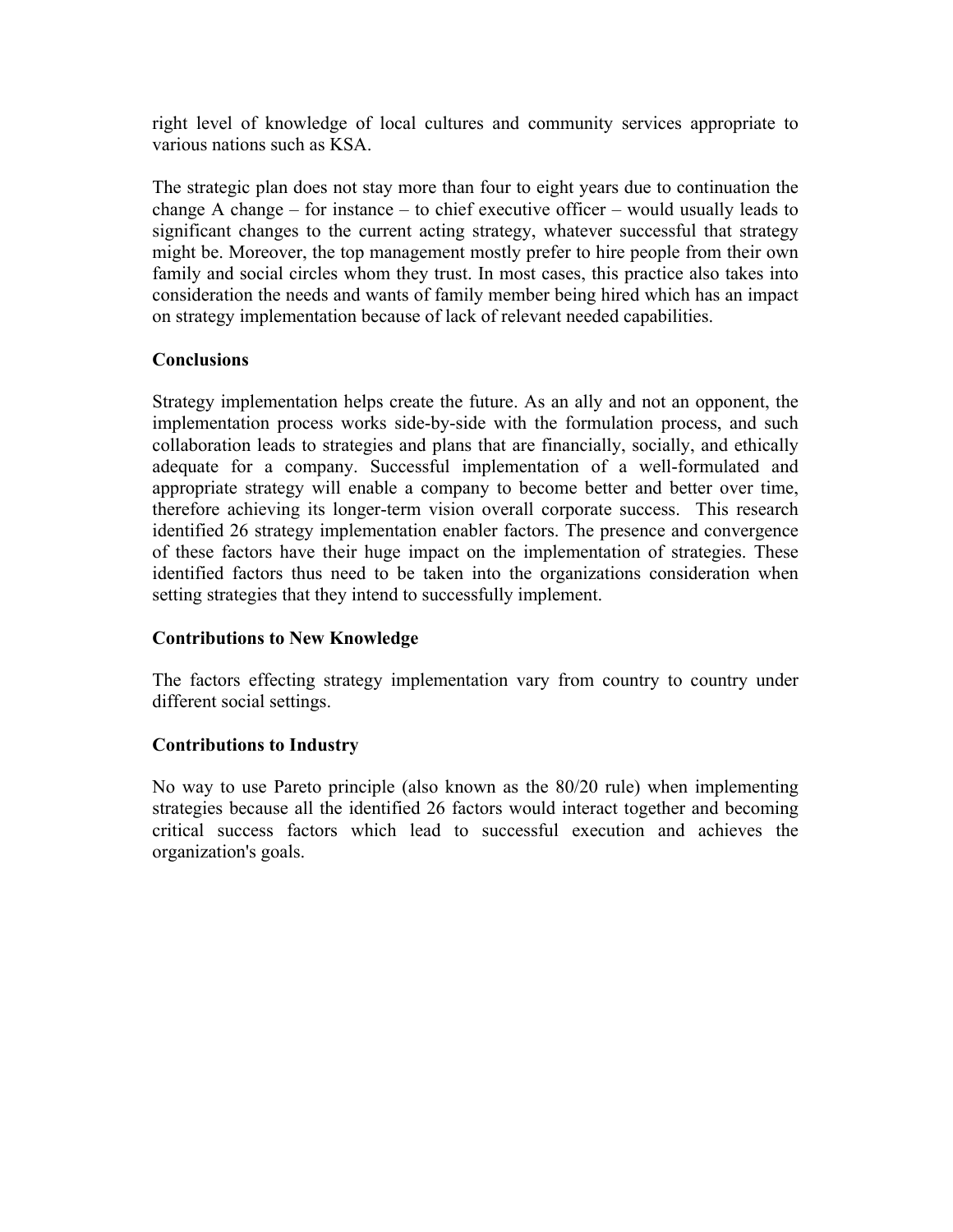right level of knowledge of local cultures and community services appropriate to various nations such as KSA.

The strategic plan does not stay more than four to eight years due to continuation the change A change – for instance – to chief executive officer – would usually leads to significant changes to the current acting strategy, whatever successful that strategy might be. Moreover, the top management mostly prefer to hire people from their own family and social circles whom they trust. In most cases, this practice also takes into consideration the needs and wants of family member being hired which has an impact on strategy implementation because of lack of relevant needed capabilities.

**Conclusions**

Strategy implementation helps create the future. As an ally and not an opponent, the implementation process works side-by-side with the formulation process, and such collaboration leads to strategies and plans that are financially, socially, and ethically adequate for a company. Successful implementation of a well-formulated and appropriate strategy will enable a company to become better and better over time, therefore achieving its longer-term vision overall corporate success. This research identified 26 strategy implementation enabler factors. The presence and convergence of these factors have their huge impact on the implementation of strategies. These identified factors thus need to be taken into the organizations consideration when setting strategies that they intend to successfully implement.

**Contributions to New Knowledge**

The factors effecting strategy implementation vary from country to country under different social settings.

**Contributions to Industry**

No way to use Pareto principle (also known as the 80/20 rule) when implementing strategies because all the identified 26 factors would interact together and becoming critical success factors which lead to successful execution and achieves the organization's goals.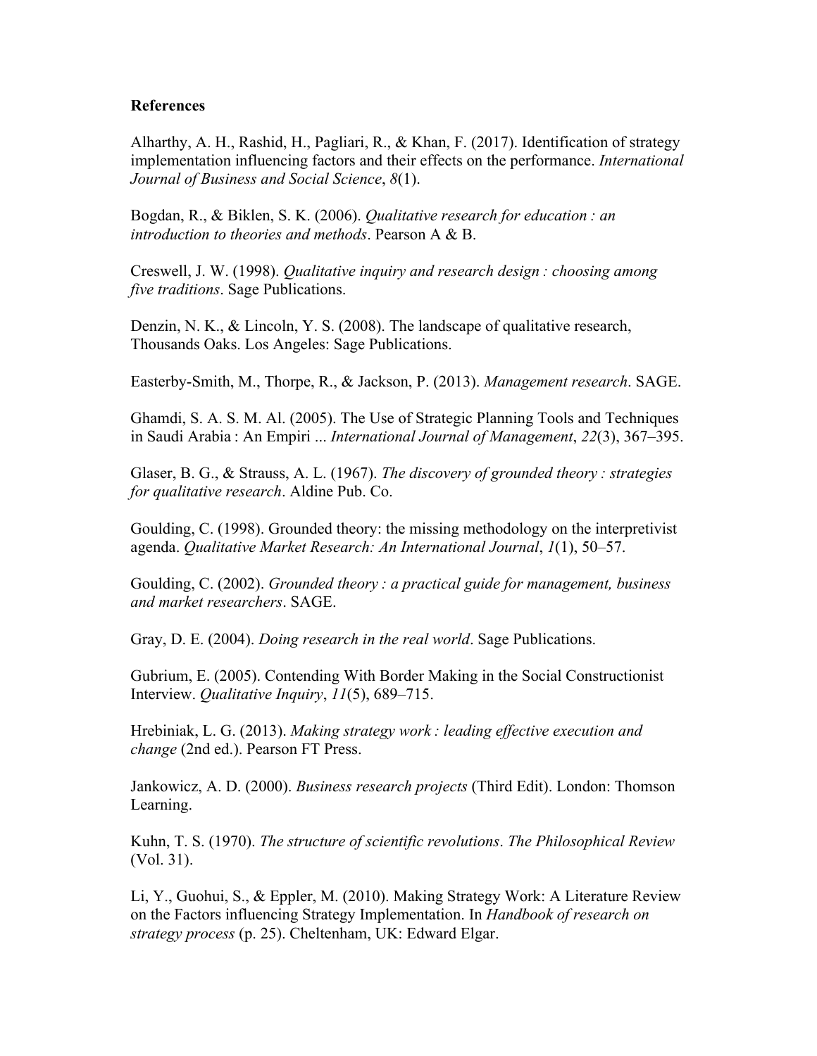**References**

Alharthy, A. H., Rashid, H., Pagliari, R., & Khan, F. (2017). Identification of strategy implementation influencing factors and their effects on the performance. *International Journal of Business and Social Science*, *8*(1).

Bogdan, R., & Biklen, S. K. (2006). *Qualitative research for education : an introduction to theories and methods*. Pearson A & B.

Creswell, J. W. (1998). *Qualitative inquiry and research design : choosing among five traditions*. Sage Publications.

Denzin, N. K., & Lincoln, Y. S. (2008). The landscape of qualitative research, Thousands Oaks. Los Angeles: Sage Publications.

Easterby-Smith, M., Thorpe, R., & Jackson, P. (2013). *Management research*. SAGE.

Ghamdi, S. A. S. M. Al. (2005). The Use of Strategic Planning Tools and Techniques in Saudi Arabia : An Empiri ... *International Journal of Management*, *22*(3), 367–395.

Glaser, B. G., & Strauss, A. L. (1967). *The discovery of grounded theory : strategies for qualitative research*. Aldine Pub. Co.

Goulding, C. (1998). Grounded theory: the missing methodology on the interpretivist agenda. *Qualitative Market Research: An International Journal*, *1*(1), 50–57.

Goulding, C. (2002). *Grounded theory : a practical guide for management, business and market researchers*. SAGE.

Gray, D. E. (2004). *Doing research in the real world*. Sage Publications.

Gubrium, E. (2005). Contending With Border Making in the Social Constructionist Interview. *Qualitative Inquiry*, *11*(5), 689–715.

Hrebiniak, L. G. (2013). *Making strategy work : leading effective execution and change* (2nd ed.). Pearson FT Press.

Jankowicz, A. D. (2000). *Business research projects* (Third Edit). London: Thomson Learning.

Kuhn, T. S. (1970). *The structure of scientific revolutions*. *The Philosophical Review* (Vol. 31).

Li, Y., Guohui, S., & Eppler, M. (2010). Making Strategy Work: A Literature Review on the Factors influencing Strategy Implementation. In *Handbook of research on strategy process* (p. 25). Cheltenham, UK: Edward Elgar.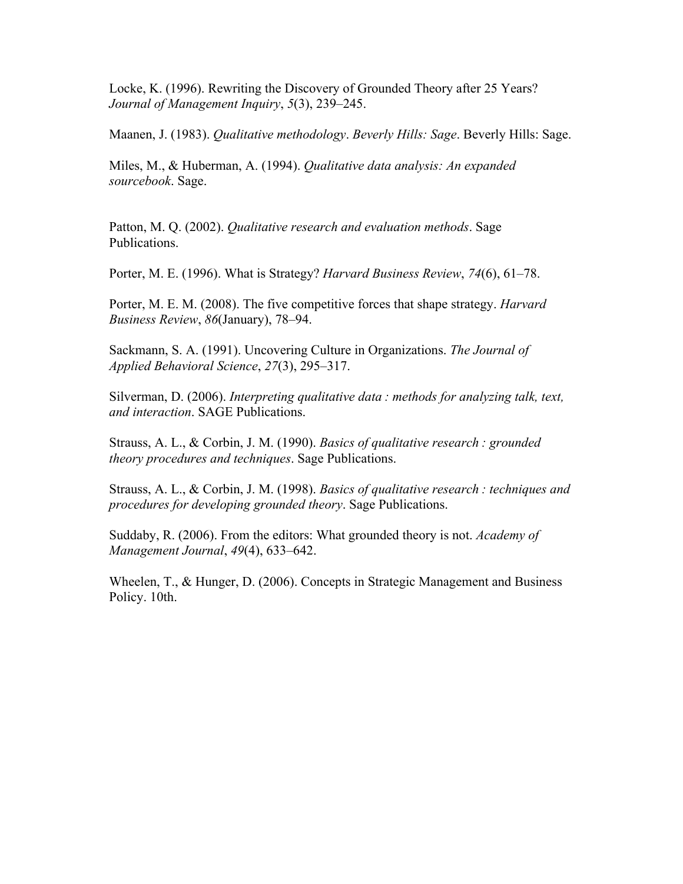Locke, K. (1996). Rewriting the Discovery of Grounded Theory after 25 Years? *Journal of Management Inquiry*, *5*(3), 239–245.

Maanen, J. (1983). *Qualitative methodology*. *Beverly Hills: Sage*. Beverly Hills: Sage.

Miles, M., & Huberman, A. (1994). *Qualitative data analysis: An expanded sourcebook*. Sage.

Patton, M. Q. (2002). *Qualitative research and evaluation methods*. Sage Publications.

Porter, M. E. (1996). What is Strategy? *Harvard Business Review*, *74*(6), 61–78.

Porter, M. E. M. (2008). The five competitive forces that shape strategy. *Harvard Business Review*, *86*(January), 78–94.

Sackmann, S. A. (1991). Uncovering Culture in Organizations. *The Journal of Applied Behavioral Science*, *27*(3), 295–317.

Silverman, D. (2006). *Interpreting qualitative data : methods for analyzing talk, text, and interaction*. SAGE Publications.

Strauss, A. L., & Corbin, J. M. (1990). *Basics of qualitative research : grounded theory procedures and techniques*. Sage Publications.

Strauss, A. L., & Corbin, J. M. (1998). *Basics of qualitative research : techniques and procedures for developing grounded theory*. Sage Publications.

Suddaby, R. (2006). From the editors: What grounded theory is not. *Academy of Management Journal*, *49*(4), 633–642.

Wheelen, T., & Hunger, D. (2006). Concepts in Strategic Management and Business Policy. 10th.